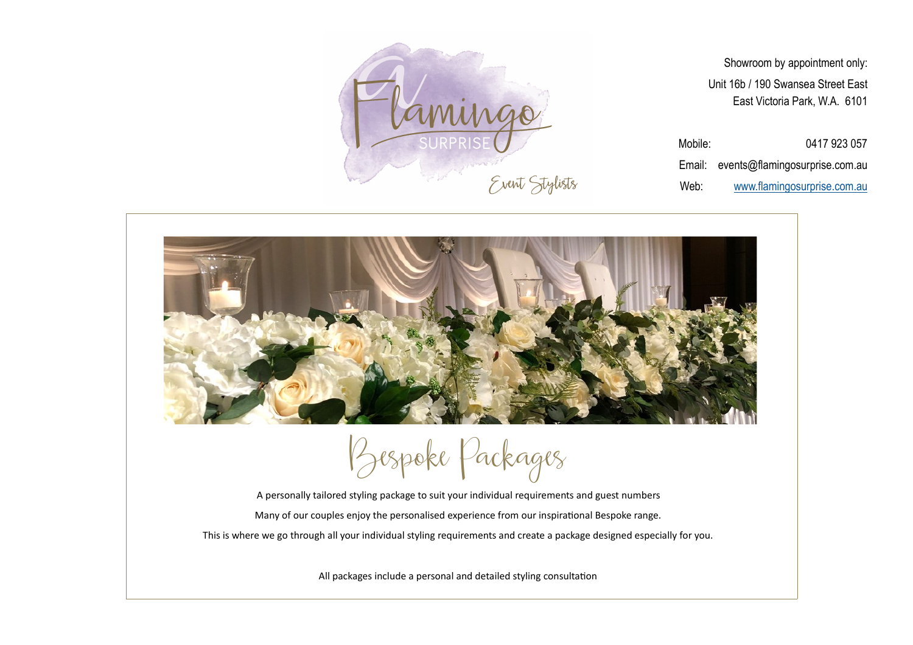Flamingo Surprise — Event Stylists

Showroom by appointment only:

Unit 16b / 190 Swansea Street East
East Victoria Park, W.A. 6101

Mobile: 0417 923 057
Email: events@flamingosurprise.com.au
Web: www.flamingosurprise.com.au

# Bespoke Packages

A personally tailored styling package to suit your individual requirements and guest numbers

Many of our couples enjoy the personalised experience from our inspirational Bespoke range.

This is where we go through all your individual styling requirements and create a package designed especially for you.

All packages include a personal and detailed styling consultation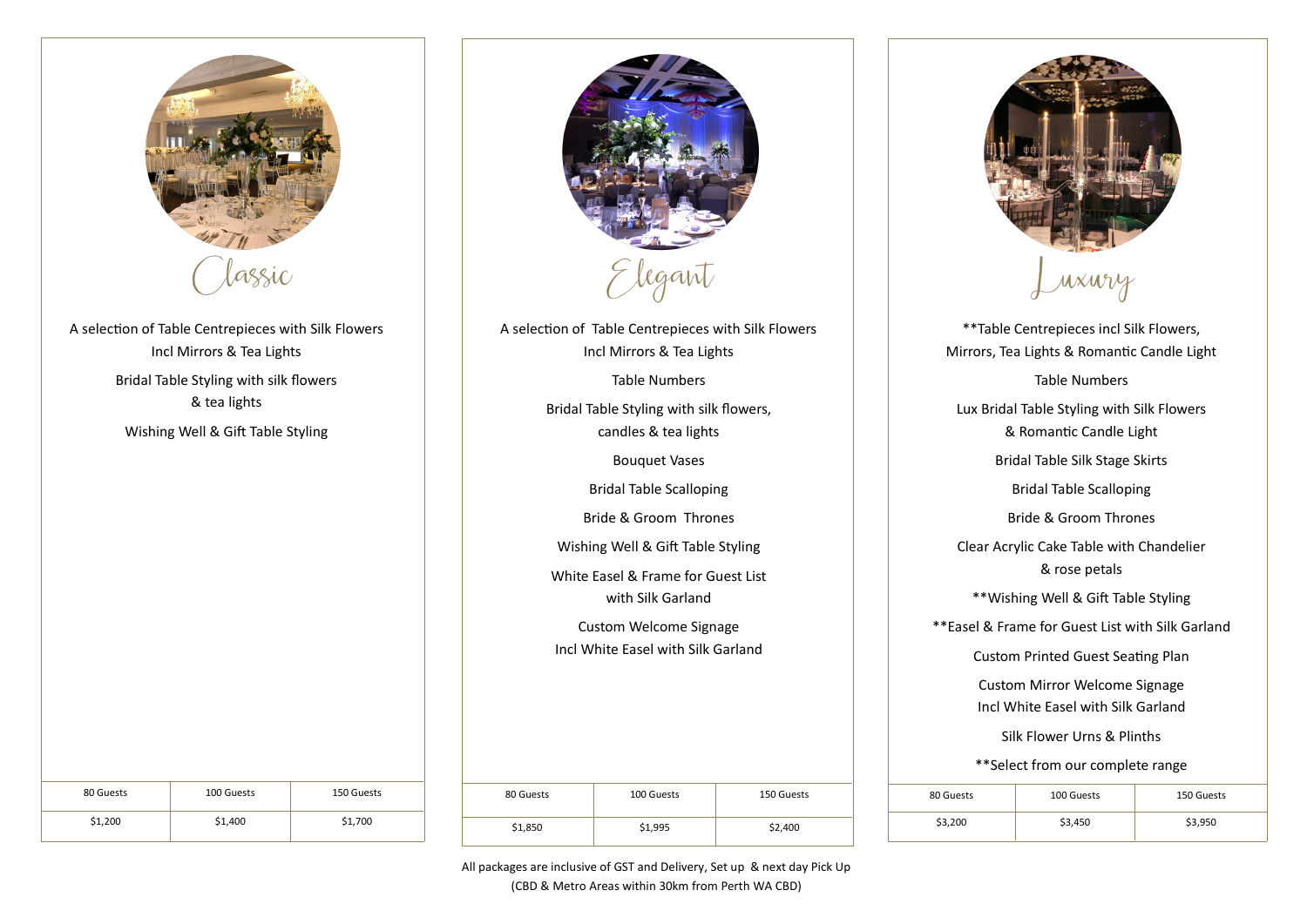## Classic

A selection of Table Centrepieces with Silk Flowers
Incl Mirrors & Tea Lights

Bridal Table Styling with silk flowers
& tea lights

Wishing Well & Gift Table Styling

| 80 Guests | 100 Guests | 150 Guests |
|---|---|---|
| $1,200 | $1,400 | $1,700 |

## Elegant

A selection of Table Centrepieces with Silk Flowers
Incl Mirrors & Tea Lights

Table Numbers

Bridal Table Styling with silk flowers,
candles & tea lights

Bouquet Vases

Bridal Table Scalloping

Bride & Groom Thrones

Wishing Well & Gift Table Styling

White Easel & Frame for Guest List
with Silk Garland

Custom Welcome Signage
Incl White Easel with Silk Garland

| 80 Guests | 100 Guests | 150 Guests |
|---|---|---|
| $1,850 | $1,995 | $2,400 |

## Luxury

**Table Centrepieces incl Silk Flowers,
Mirrors, Tea Lights & Romantic Candle Light

Table Numbers

Lux Bridal Table Styling with Silk Flowers
& Romantic Candle Light

Bridal Table Silk Stage Skirts

Bridal Table Scalloping

Bride & Groom Thrones

Clear Acrylic Cake Table with Chandelier
& rose petals

**Wishing Well & Gift Table Styling

**Easel & Frame for Guest List with Silk Garland

Custom Printed Guest Seating Plan

Custom Mirror Welcome Signage
Incl White Easel with Silk Garland

Silk Flower Urns & Plinths

**Select from our complete range

| 80 Guests | 100 Guests | 150 Guests |
|---|---|---|
| $3,200 | $3,450 | $3,950 |

All packages are inclusive of GST and Delivery, Set up & next day Pick Up
(CBD & Metro Areas within 30km from Perth WA CBD)